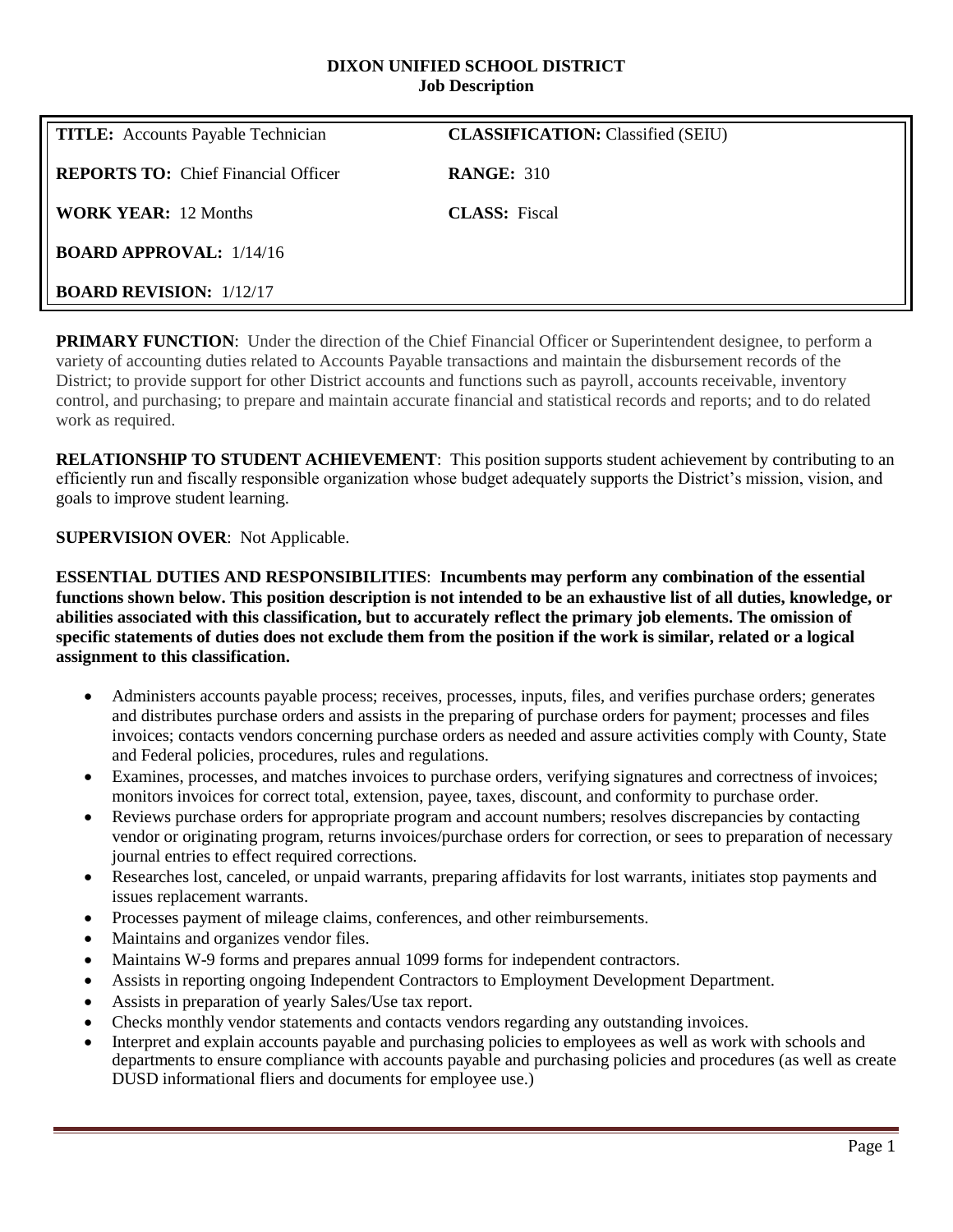**DIXON UNIFIED SCHOOL DISTRICT**
**Job Description**

| | |
|---|---|
| **TITLE:** Accounts Payable Technician | **CLASSIFICATION:** Classified (SEIU) |
| **REPORTS TO:** Chief Financial Officer | **RANGE:** 310 |
| **WORK YEAR:** 12 Months | **CLASS:** Fiscal |
| **BOARD APPROVAL:** 1/14/16 | |
| **BOARD REVISION:** 1/12/17 | |

**PRIMARY FUNCTION**: Under the direction of the Chief Financial Officer or Superintendent designee, to perform a variety of accounting duties related to Accounts Payable transactions and maintain the disbursement records of the District; to provide support for other District accounts and functions such as payroll, accounts receivable, inventory control, and purchasing; to prepare and maintain accurate financial and statistical records and reports; and to do related work as required.

**RELATIONSHIP TO STUDENT ACHIEVEMENT**: This position supports student achievement by contributing to an efficiently run and fiscally responsible organization whose budget adequately supports the District's mission, vision, and goals to improve student learning.

**SUPERVISION OVER**: Not Applicable.

**ESSENTIAL DUTIES AND RESPONSIBILITIES**: **Incumbents may perform any combination of the essential functions shown below. This position description is not intended to be an exhaustive list of all duties, knowledge, or abilities associated with this classification, but to accurately reflect the primary job elements. The omission of specific statements of duties does not exclude them from the position if the work is similar, related or a logical assignment to this classification.**

- Administers accounts payable process; receives, processes, inputs, files, and verifies purchase orders; generates and distributes purchase orders and assists in the preparing of purchase orders for payment; processes and files invoices; contacts vendors concerning purchase orders as needed and assure activities comply with County, State and Federal policies, procedures, rules and regulations.
- Examines, processes, and matches invoices to purchase orders, verifying signatures and correctness of invoices; monitors invoices for correct total, extension, payee, taxes, discount, and conformity to purchase order.
- Reviews purchase orders for appropriate program and account numbers; resolves discrepancies by contacting vendor or originating program, returns invoices/purchase orders for correction, or sees to preparation of necessary journal entries to effect required corrections.
- Researches lost, canceled, or unpaid warrants, preparing affidavits for lost warrants, initiates stop payments and issues replacement warrants.
- Processes payment of mileage claims, conferences, and other reimbursements.
- Maintains and organizes vendor files.
- Maintains W-9 forms and prepares annual 1099 forms for independent contractors.
- Assists in reporting ongoing Independent Contractors to Employment Development Department.
- Assists in preparation of yearly Sales/Use tax report.
- Checks monthly vendor statements and contacts vendors regarding any outstanding invoices.
- Interpret and explain accounts payable and purchasing policies to employees as well as work with schools and departments to ensure compliance with accounts payable and purchasing policies and procedures (as well as create DUSD informational fliers and documents for employee use.)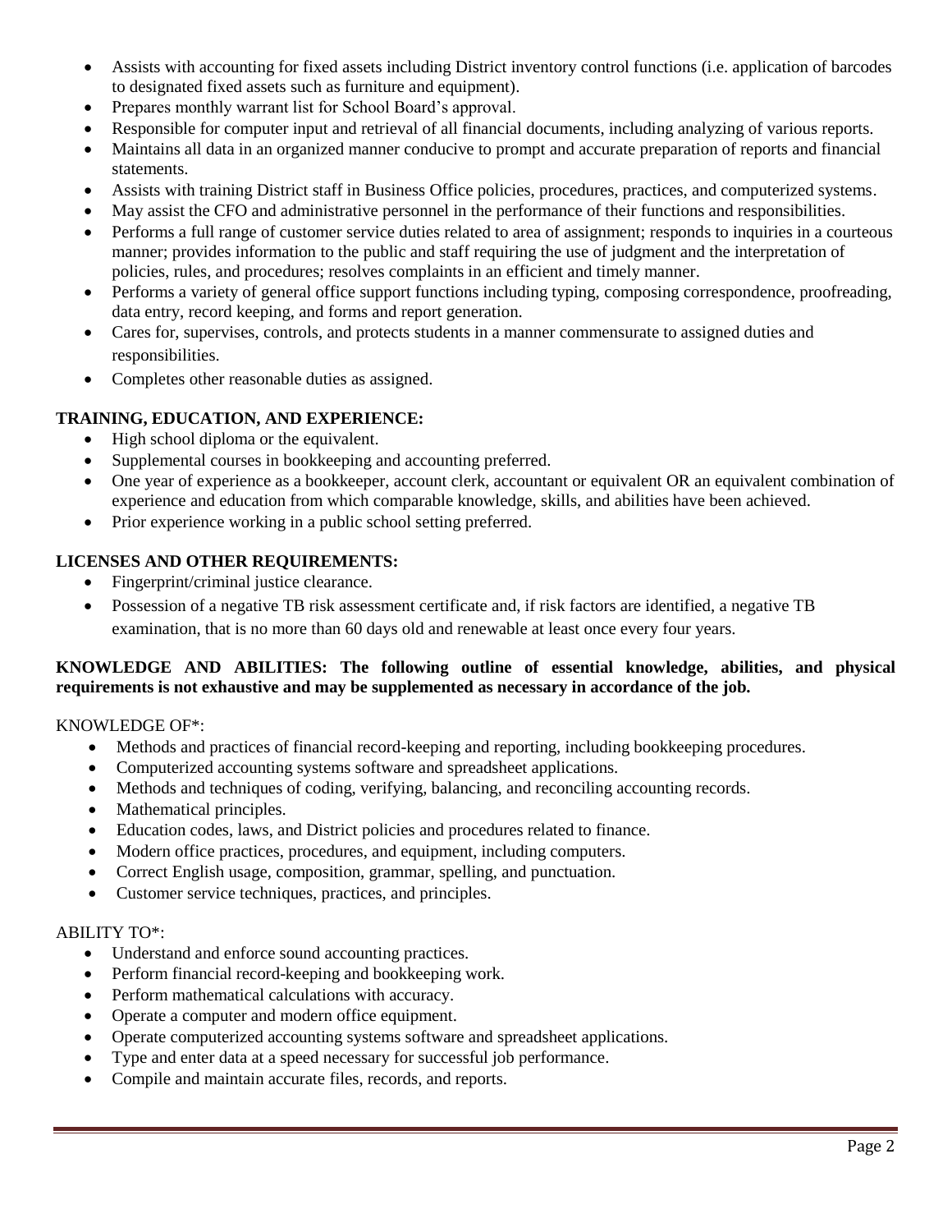- Assists with accounting for fixed assets including District inventory control functions (i.e. application of barcodes to designated fixed assets such as furniture and equipment).
- Prepares monthly warrant list for School Board's approval.
- Responsible for computer input and retrieval of all financial documents, including analyzing of various reports.
- Maintains all data in an organized manner conducive to prompt and accurate preparation of reports and financial statements.
- Assists with training District staff in Business Office policies, procedures, practices, and computerized systems.
- May assist the CFO and administrative personnel in the performance of their functions and responsibilities.
- Performs a full range of customer service duties related to area of assignment; responds to inquiries in a courteous manner; provides information to the public and staff requiring the use of judgment and the interpretation of policies, rules, and procedures; resolves complaints in an efficient and timely manner.
- Performs a variety of general office support functions including typing, composing correspondence, proofreading, data entry, record keeping, and forms and report generation.
- Cares for, supervises, controls, and protects students in a manner commensurate to assigned duties and responsibilities.
- Completes other reasonable duties as assigned.

**TRAINING, EDUCATION, AND EXPERIENCE:**

- High school diploma or the equivalent.
- Supplemental courses in bookkeeping and accounting preferred.
- One year of experience as a bookkeeper, account clerk, accountant or equivalent OR an equivalent combination of experience and education from which comparable knowledge, skills, and abilities have been achieved.
- Prior experience working in a public school setting preferred.

**LICENSES AND OTHER REQUIREMENTS:**

- Fingerprint/criminal justice clearance.
- Possession of a negative TB risk assessment certificate and, if risk factors are identified, a negative TB examination, that is no more than 60 days old and renewable at least once every four years.

**KNOWLEDGE AND ABILITIES: The following outline of essential knowledge, abilities, and physical requirements is not exhaustive and may be supplemented as necessary in accordance of the job.**

KNOWLEDGE OF*:

- Methods and practices of financial record-keeping and reporting, including bookkeeping procedures.
- Computerized accounting systems software and spreadsheet applications.
- Methods and techniques of coding, verifying, balancing, and reconciling accounting records.
- Mathematical principles.
- Education codes, laws, and District policies and procedures related to finance.
- Modern office practices, procedures, and equipment, including computers.
- Correct English usage, composition, grammar, spelling, and punctuation.
- Customer service techniques, practices, and principles.

ABILITY TO*:

- Understand and enforce sound accounting practices.
- Perform financial record-keeping and bookkeeping work.
- Perform mathematical calculations with accuracy.
- Operate a computer and modern office equipment.
- Operate computerized accounting systems software and spreadsheet applications.
- Type and enter data at a speed necessary for successful job performance.
- Compile and maintain accurate files, records, and reports.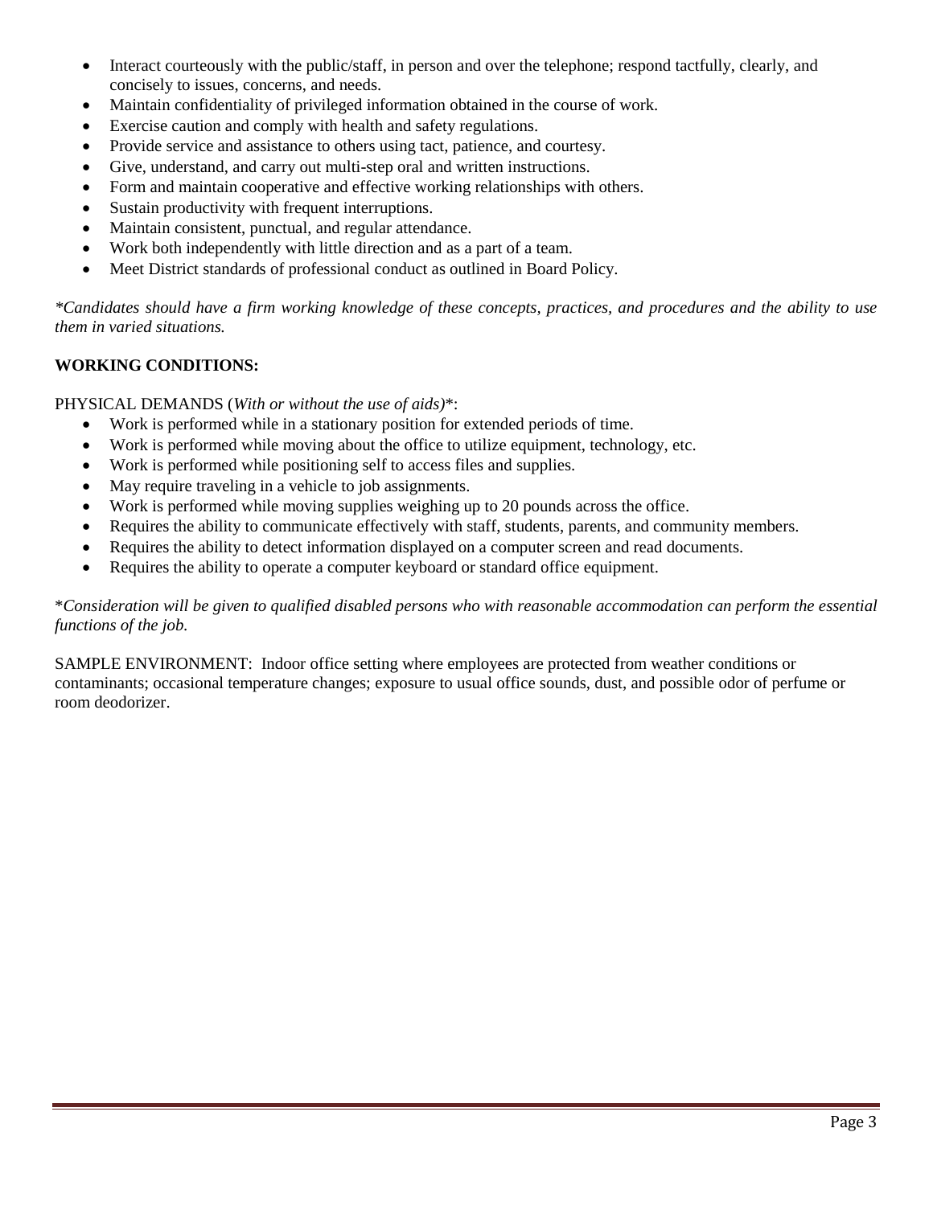- Interact courteously with the public/staff, in person and over the telephone; respond tactfully, clearly, and concisely to issues, concerns, and needs.
- Maintain confidentiality of privileged information obtained in the course of work.
- Exercise caution and comply with health and safety regulations.
- Provide service and assistance to others using tact, patience, and courtesy.
- Give, understand, and carry out multi-step oral and written instructions.
- Form and maintain cooperative and effective working relationships with others.
- Sustain productivity with frequent interruptions.
- Maintain consistent, punctual, and regular attendance.
- Work both independently with little direction and as a part of a team.
- Meet District standards of professional conduct as outlined in Board Policy.

*\*Candidates should have a firm working knowledge of these concepts, practices, and procedures and the ability to use them in varied situations.*

**WORKING CONDITIONS:**

PHYSICAL DEMANDS (*With or without the use of aids)*\*:

- Work is performed while in a stationary position for extended periods of time.
- Work is performed while moving about the office to utilize equipment, technology, etc.
- Work is performed while positioning self to access files and supplies.
- May require traveling in a vehicle to job assignments.
- Work is performed while moving supplies weighing up to 20 pounds across the office.
- Requires the ability to communicate effectively with staff, students, parents, and community members.
- Requires the ability to detect information displayed on a computer screen and read documents.
- Requires the ability to operate a computer keyboard or standard office equipment.

\**Consideration will be given to qualified disabled persons who with reasonable accommodation can perform the essential functions of the job.*

SAMPLE ENVIRONMENT: Indoor office setting where employees are protected from weather conditions or contaminants; occasional temperature changes; exposure to usual office sounds, dust, and possible odor of perfume or room deodorizer.